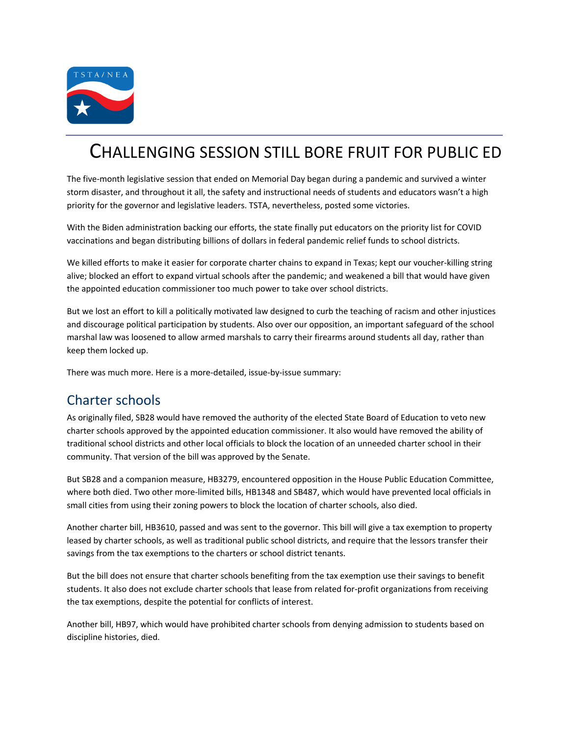# CHALLENGING SESSION STILL BORE FRUIT FOR PUBLIC ED

The five-month legislative session that ended on Memorial Day began during a pandemic and survived a winter storm disaster, and throughout it all, the safety and instructional needs of students and educators wasn't a high priority for the governor and legislative leaders. TSTA, nevertheless, posted some victories.

With the Biden administration backing our efforts, the state finally put educators on the priority list for COVID vaccinations and began distributing billions of dollars in federal pandemic relief funds to school districts.

We killed efforts to make it easier for corporate charter chains to expand in Texas; kept our voucher-killing string alive; blocked an effort to expand virtual schools after the pandemic; and weakened a bill that would have given the appointed education commissioner too much power to take over school districts.

But we lost an effort to kill a politically motivated law designed to curb the teaching of racism and other injustices and discourage political participation by students. Also over our opposition, an important safeguard of the school marshal law was loosened to allow armed marshals to carry their firearms around students all day, rather than keep them locked up.

There was much more. Here is a more-detailed, issue-by-issue summary:

## Charter schools

As originally filed, SB28 would have removed the authority of the elected State Board of Education to veto new charter schools approved by the appointed education commissioner. It also would have removed the ability of traditional school districts and other local officials to block the location of an unneeded charter school in their community. That version of the bill was approved by the Senate.

But SB28 and a companion measure, HB3279, encountered opposition in the House Public Education Committee, where both died. Two other more-limited bills, HB1348 and SB487, which would have prevented local officials in small cities from using their zoning powers to block the location of charter schools, also died.

Another charter bill, HB3610, passed and was sent to the governor. This bill will give a tax exemption to property leased by charter schools, as well as traditional public school districts, and require that the lessors transfer their savings from the tax exemptions to the charters or school district tenants.

But the bill does not ensure that charter schools benefiting from the tax exemption use their savings to benefit students. It also does not exclude charter schools that lease from related for-profit organizations from receiving the tax exemptions, despite the potential for conflicts of interest.

Another bill, HB97, which would have prohibited charter schools from denying admission to students based on discipline histories, died.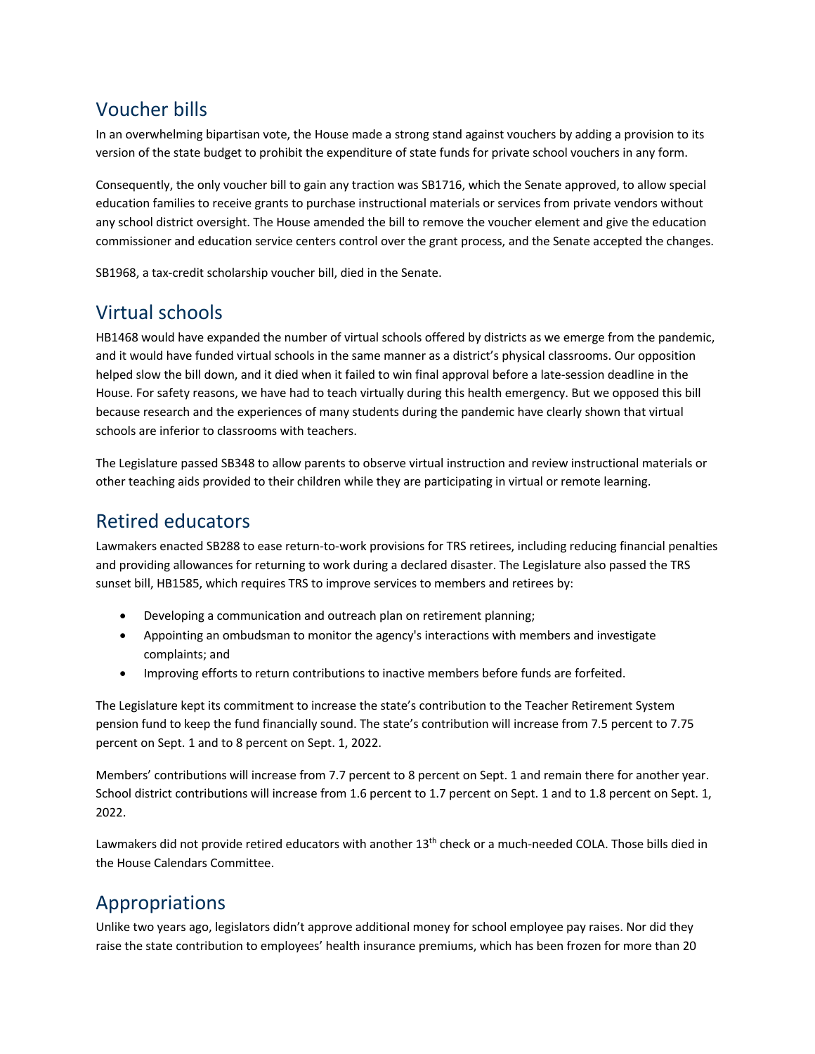## Voucher bills

In an overwhelming bipartisan vote, the House made a strong stand against vouchers by adding a provision to its version of the state budget to prohibit the expenditure of state funds for private school vouchers in any form.

Consequently, the only voucher bill to gain any traction was SB1716, which the Senate approved, to allow special education families to receive grants to purchase instructional materials or services from private vendors without any school district oversight. The House amended the bill to remove the voucher element and give the education commissioner and education service centers control over the grant process, and the Senate accepted the changes.

SB1968, a tax-credit scholarship voucher bill, died in the Senate.

## Virtual schools

HB1468 would have expanded the number of virtual schools offered by districts as we emerge from the pandemic, and it would have funded virtual schools in the same manner as a district's physical classrooms. Our opposition helped slow the bill down, and it died when it failed to win final approval before a late-session deadline in the House. For safety reasons, we have had to teach virtually during this health emergency. But we opposed this bill because research and the experiences of many students during the pandemic have clearly shown that virtual schools are inferior to classrooms with teachers.

The Legislature passed SB348 to allow parents to observe virtual instruction and review instructional materials or other teaching aids provided to their children while they are participating in virtual or remote learning.

## Retired educators

Lawmakers enacted SB288 to ease return-to-work provisions for TRS retirees, including reducing financial penalties and providing allowances for returning to work during a declared disaster. The Legislature also passed the TRS sunset bill, HB1585, which requires TRS to improve services to members and retirees by:

- Developing a communication and outreach plan on retirement planning;
- Appointing an ombudsman to monitor the agency's interactions with members and investigate complaints; and
- Improving efforts to return contributions to inactive members before funds are forfeited.

The Legislature kept its commitment to increase the state's contribution to the Teacher Retirement System pension fund to keep the fund financially sound. The state's contribution will increase from 7.5 percent to 7.75 percent on Sept. 1 and to 8 percent on Sept. 1, 2022.

Members' contributions will increase from 7.7 percent to 8 percent on Sept. 1 and remain there for another year. School district contributions will increase from 1.6 percent to 1.7 percent on Sept. 1 and to 1.8 percent on Sept. 1, 2022.

Lawmakers did not provide retired educators with another 13th check or a much-needed COLA. Those bills died in the House Calendars Committee.

## Appropriations

Unlike two years ago, legislators didn't approve additional money for school employee pay raises. Nor did they raise the state contribution to employees' health insurance premiums, which has been frozen for more than 20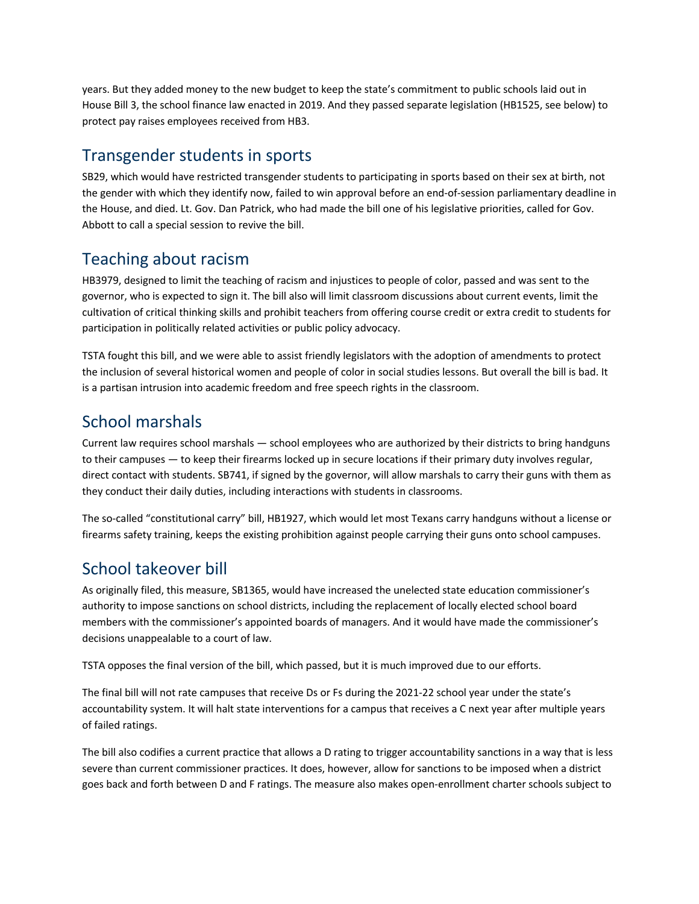years. But they added money to the new budget to keep the state's commitment to public schools laid out in House Bill 3, the school finance law enacted in 2019. And they passed separate legislation (HB1525, see below) to protect pay raises employees received from HB3.

## Transgender students in sports

SB29, which would have restricted transgender students to participating in sports based on their sex at birth, not the gender with which they identify now, failed to win approval before an end-of-session parliamentary deadline in the House, and died. Lt. Gov. Dan Patrick, who had made the bill one of his legislative priorities, called for Gov. Abbott to call a special session to revive the bill.

## Teaching about racism

HB3979, designed to limit the teaching of racism and injustices to people of color, passed and was sent to the governor, who is expected to sign it. The bill also will limit classroom discussions about current events, limit the cultivation of critical thinking skills and prohibit teachers from offering course credit or extra credit to students for participation in politically related activities or public policy advocacy.

TSTA fought this bill, and we were able to assist friendly legislators with the adoption of amendments to protect the inclusion of several historical women and people of color in social studies lessons. But overall the bill is bad. It is a partisan intrusion into academic freedom and free speech rights in the classroom.

## School marshals

Current law requires school marshals — school employees who are authorized by their districts to bring handguns to their campuses — to keep their firearms locked up in secure locations if their primary duty involves regular, direct contact with students. SB741, if signed by the governor, will allow marshals to carry their guns with them as they conduct their daily duties, including interactions with students in classrooms.

The so-called "constitutional carry" bill, HB1927, which would let most Texans carry handguns without a license or firearms safety training, keeps the existing prohibition against people carrying their guns onto school campuses.

## School takeover bill

As originally filed, this measure, SB1365, would have increased the unelected state education commissioner's authority to impose sanctions on school districts, including the replacement of locally elected school board members with the commissioner's appointed boards of managers. And it would have made the commissioner's decisions unappealable to a court of law.

TSTA opposes the final version of the bill, which passed, but it is much improved due to our efforts.

The final bill will not rate campuses that receive Ds or Fs during the 2021-22 school year under the state's accountability system. It will halt state interventions for a campus that receives a C next year after multiple years of failed ratings.

The bill also codifies a current practice that allows a D rating to trigger accountability sanctions in a way that is less severe than current commissioner practices. It does, however, allow for sanctions to be imposed when a district goes back and forth between D and F ratings. The measure also makes open-enrollment charter schools subject to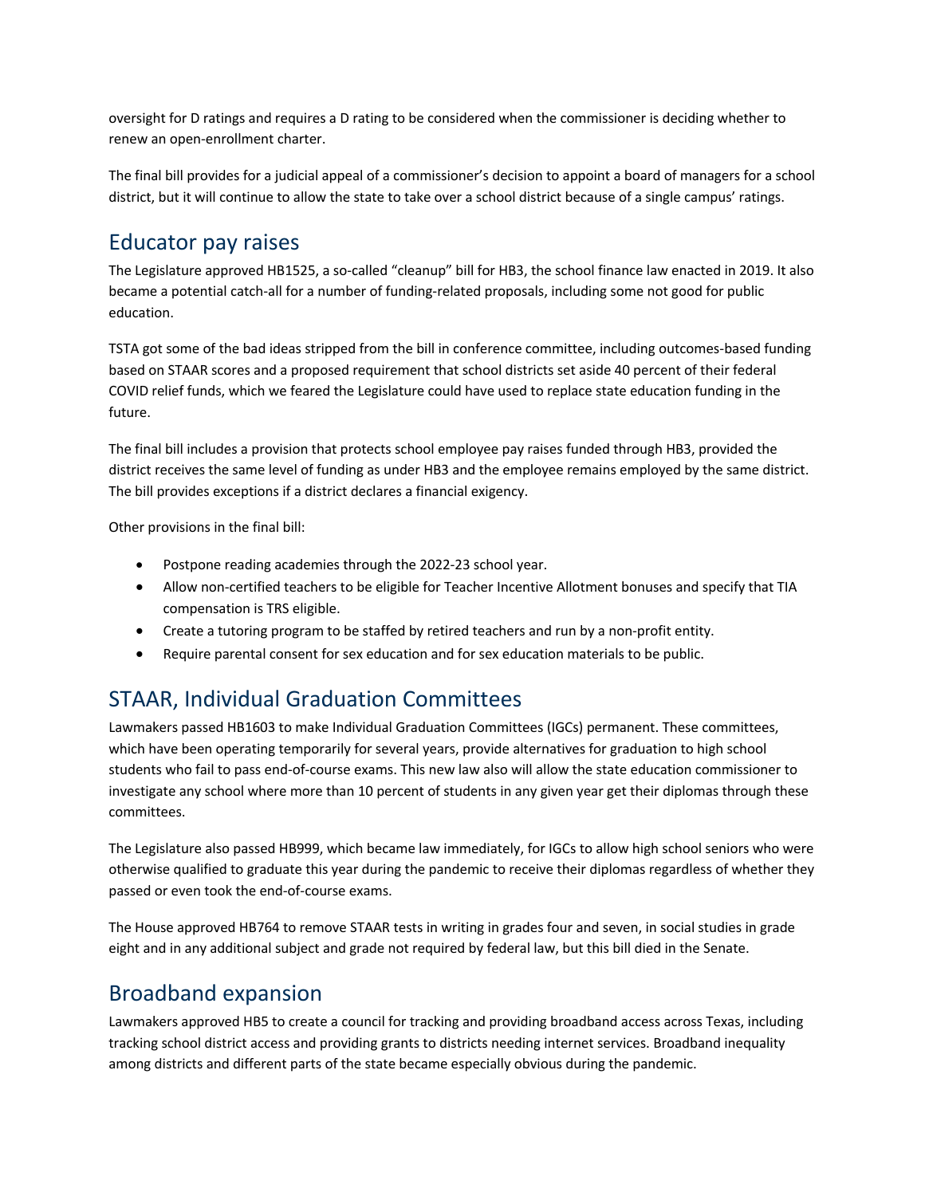oversight for D ratings and requires a D rating to be considered when the commissioner is deciding whether to renew an open-enrollment charter.

The final bill provides for a judicial appeal of a commissioner's decision to appoint a board of managers for a school district, but it will continue to allow the state to take over a school district because of a single campus' ratings.

## Educator pay raises

The Legislature approved HB1525, a so-called "cleanup" bill for HB3, the school finance law enacted in 2019. It also became a potential catch-all for a number of funding-related proposals, including some not good for public education.

TSTA got some of the bad ideas stripped from the bill in conference committee, including outcomes-based funding based on STAAR scores and a proposed requirement that school districts set aside 40 percent of their federal COVID relief funds, which we feared the Legislature could have used to replace state education funding in the future.

The final bill includes a provision that protects school employee pay raises funded through HB3, provided the district receives the same level of funding as under HB3 and the employee remains employed by the same district. The bill provides exceptions if a district declares a financial exigency.

Other provisions in the final bill:

- Postpone reading academies through the 2022-23 school year.
- Allow non-certified teachers to be eligible for Teacher Incentive Allotment bonuses and specify that TIA compensation is TRS eligible.
- Create a tutoring program to be staffed by retired teachers and run by a non-profit entity.
- Require parental consent for sex education and for sex education materials to be public.

## STAAR, Individual Graduation Committees

Lawmakers passed HB1603 to make Individual Graduation Committees (IGCs) permanent. These committees, which have been operating temporarily for several years, provide alternatives for graduation to high school students who fail to pass end-of-course exams. This new law also will allow the state education commissioner to investigate any school where more than 10 percent of students in any given year get their diplomas through these committees.

The Legislature also passed HB999, which became law immediately, for IGCs to allow high school seniors who were otherwise qualified to graduate this year during the pandemic to receive their diplomas regardless of whether they passed or even took the end-of-course exams.

The House approved HB764 to remove STAAR tests in writing in grades four and seven, in social studies in grade eight and in any additional subject and grade not required by federal law, but this bill died in the Senate.

## Broadband expansion

Lawmakers approved HB5 to create a council for tracking and providing broadband access across Texas, including tracking school district access and providing grants to districts needing internet services. Broadband inequality among districts and different parts of the state became especially obvious during the pandemic.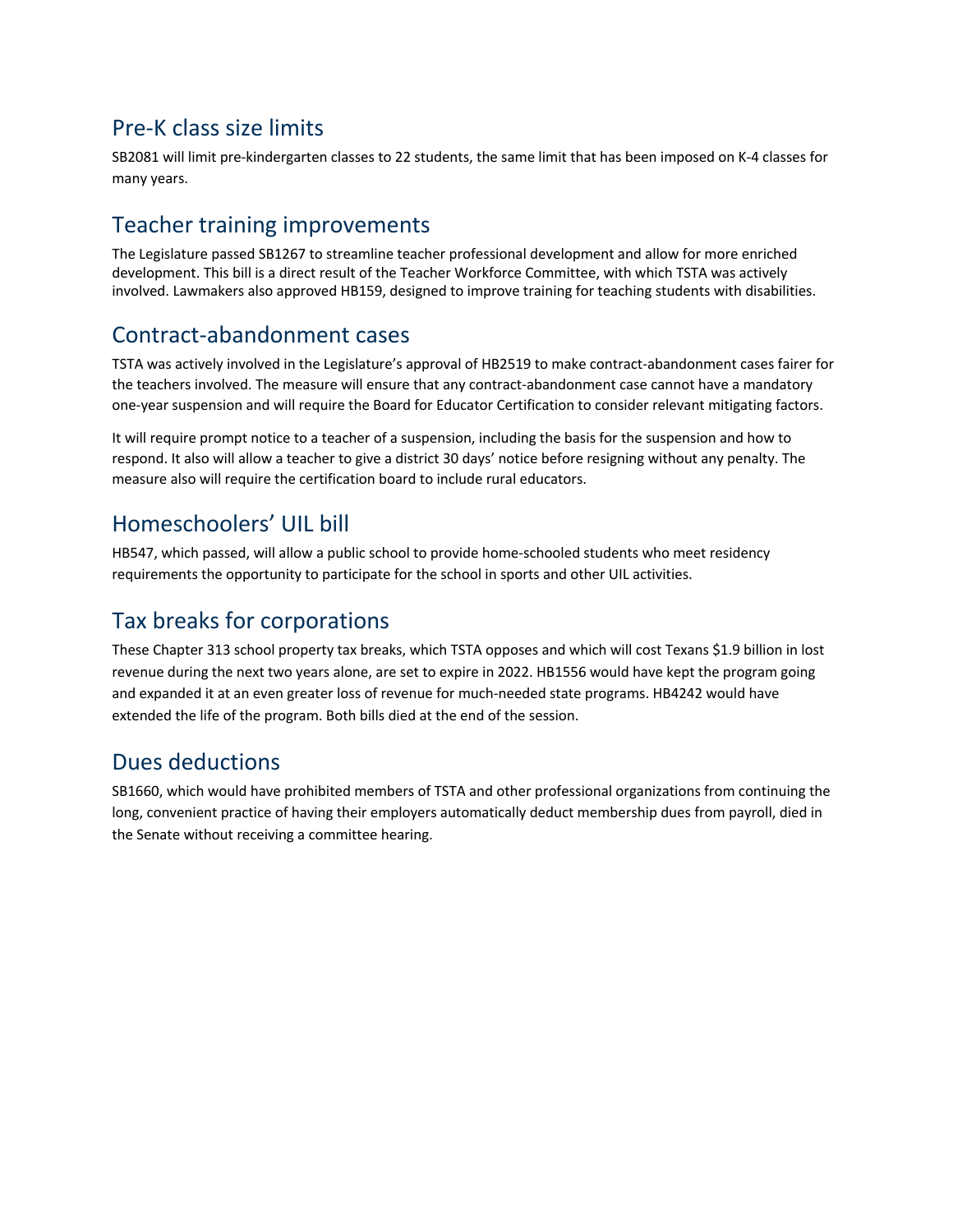## Pre-K class size limits

SB2081 will limit pre-kindergarten classes to 22 students, the same limit that has been imposed on K-4 classes for many years.

## Teacher training improvements

The Legislature passed SB1267 to streamline teacher professional development and allow for more enriched development. This bill is a direct result of the Teacher Workforce Committee, with which TSTA was actively involved. Lawmakers also approved HB159, designed to improve training for teaching students with disabilities.

## Contract-abandonment cases

TSTA was actively involved in the Legislature's approval of HB2519 to make contract-abandonment cases fairer for the teachers involved. The measure will ensure that any contract-abandonment case cannot have a mandatory one-year suspension and will require the Board for Educator Certification to consider relevant mitigating factors.

It will require prompt notice to a teacher of a suspension, including the basis for the suspension and how to respond. It also will allow a teacher to give a district 30 days' notice before resigning without any penalty. The measure also will require the certification board to include rural educators.

## Homeschoolers' UIL bill

HB547, which passed, will allow a public school to provide home-schooled students who meet residency requirements the opportunity to participate for the school in sports and other UIL activities.

## Tax breaks for corporations

These Chapter 313 school property tax breaks, which TSTA opposes and which will cost Texans $1.9 billion in lost revenue during the next two years alone, are set to expire in 2022. HB1556 would have kept the program going and expanded it at an even greater loss of revenue for much-needed state programs. HB4242 would have extended the life of the program. Both bills died at the end of the session.

## Dues deductions

SB1660, which would have prohibited members of TSTA and other professional organizations from continuing the long, convenient practice of having their employers automatically deduct membership dues from payroll, died in the Senate without receiving a committee hearing.